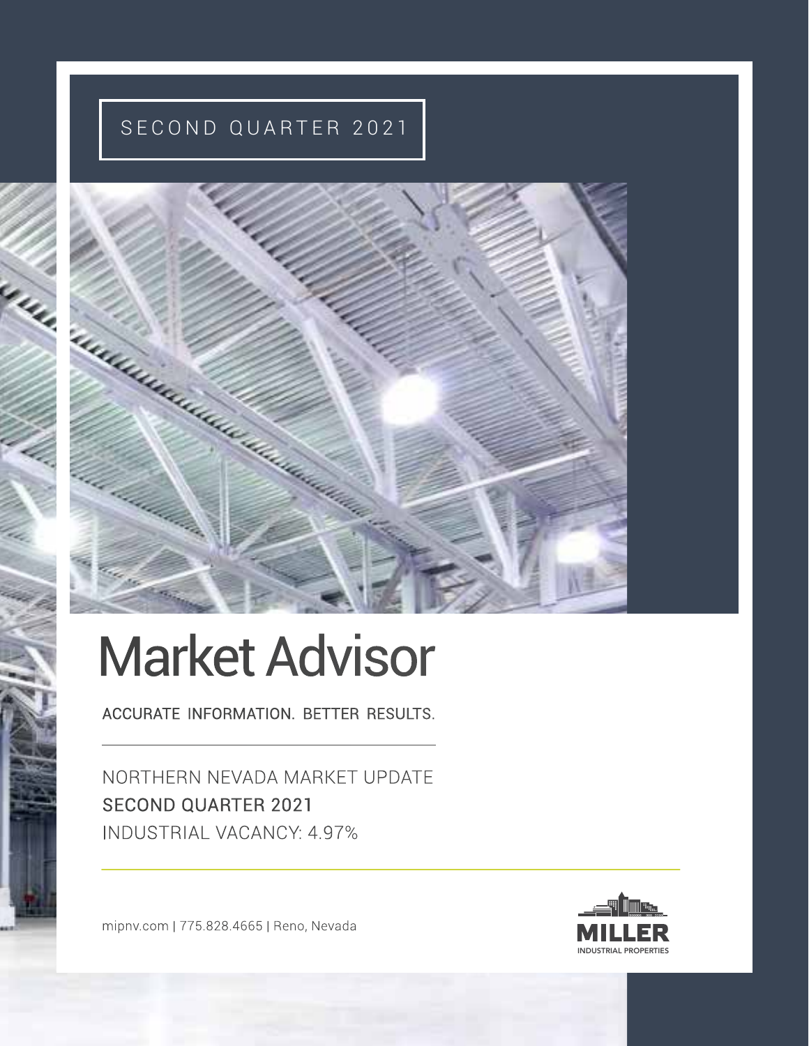SECOND QUARTER 2021

# Market Advisor

ACCURATE INFORMATION. BETTER RESULTS.

NORTHERN NEVADA MARKET UPDATE

SECOND QUARTER 2021

INDUSTRIAL VACANCY: 4.97%

mipnv.com | 775.828.4665 | Reno, Nevada

MILLER

INDUSTRIAL PROPERTIES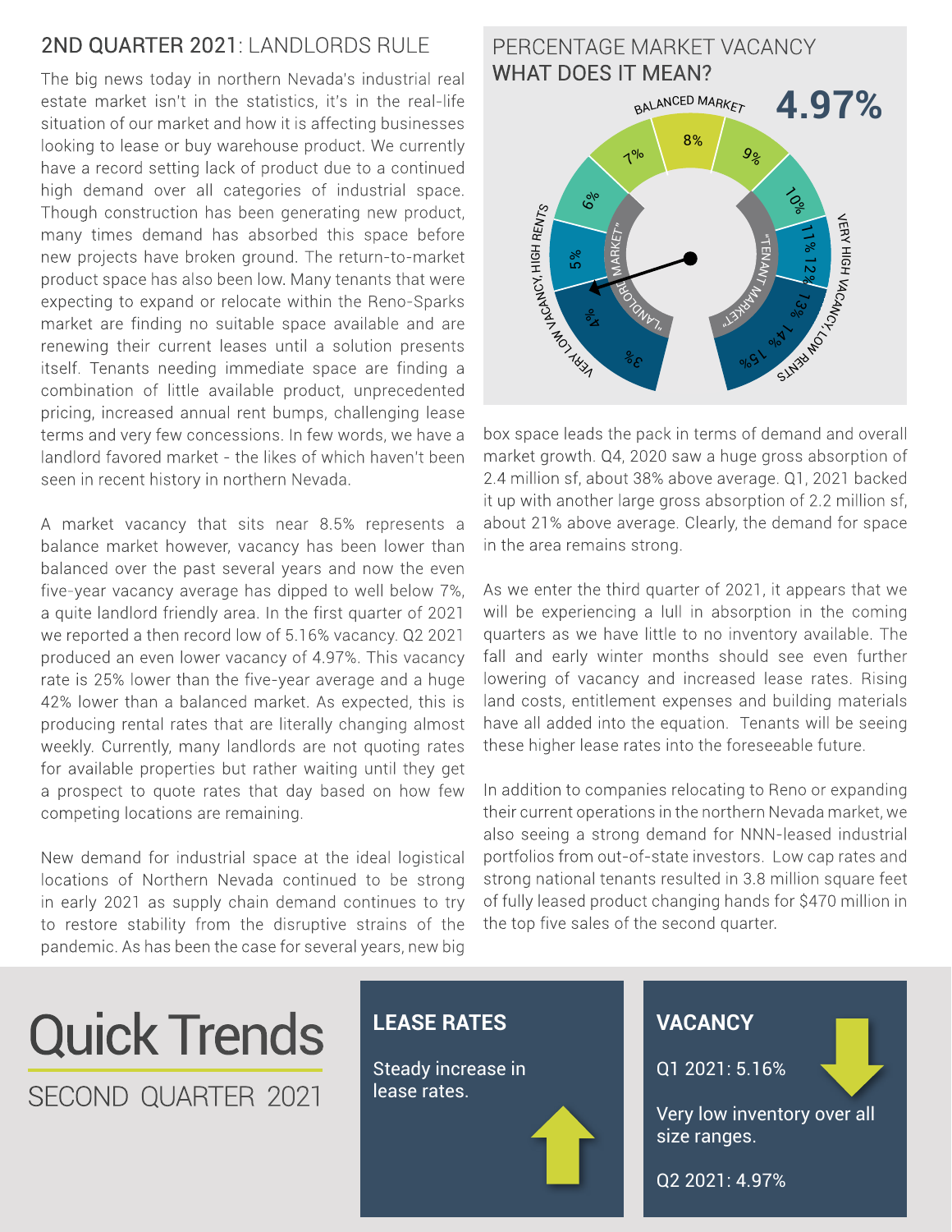## 2ND QUARTER 2021: LANDLORDS RULE

The big news today in northern Nevada's industrial real estate market isn't in the statistics, it's in the real-life situation of our market and how it is affecting businesses looking to lease or buy warehouse product. We currently have a record setting lack of product due to a continued high demand over all categories of industrial space. Though construction has been generating new product, many times demand has absorbed this space before new projects have broken ground. The return-to-market product space has also been low. Many tenants that were expecting to expand or relocate within the Reno-Sparks market are finding no suitable space available and are renewing their current leases until a solution presents itself. Tenants needing immediate space are finding a combination of little available product, unprecedented pricing, increased annual rent bumps, challenging lease terms and very few concessions. In few words, we have a landlord favored market - the likes of which haven't been seen in recent history in northern Nevada.

A market vacancy that sits near 8.5% represents a balance market however, vacancy has been lower than balanced over the past several years and now the even five-year vacancy average has dipped to well below 7%, a quite landlord friendly area. In the first quarter of 2021 we reported a then record low of 5.16% vacancy. Q2 2021 produced an even lower vacancy of 4.97%. This vacancy rate is 25% lower than the five-year average and a huge 42% lower than a balanced market. As expected, this is producing rental rates that are literally changing almost weekly. Currently, many landlords are not quoting rates for available properties but rather waiting until they get a prospect to quote rates that day based on how few competing locations are remaining.

New demand for industrial space at the ideal logistical locations of Northern Nevada continued to be strong in early 2021 as supply chain demand continues to try to restore stability from the disruptive strains of the pandemic. As has been the case for several years, new big box space leads the pack in terms of demand and overall market growth. Q4, 2020 saw a huge gross absorption of 2.4 million sf, about 38% above average. Q1, 2021 backed it up with another large gross absorption of 2.2 million sf, about 21% above average. Clearly, the demand for space in the area remains strong.

As we enter the third quarter of 2021, it appears that we will be experiencing a lull in absorption in the coming quarters as we have little to no inventory available. The fall and early winter months should see even further lowering of vacancy and increased lease rates. Rising land costs, entitlement expenses and building materials have all added into the equation. Tenants will be seeing these higher lease rates into the foreseeable future.

In addition to companies relocating to Reno or expanding their current operations in the northern Nevada market, we also seeing a strong demand for NNN-leased industrial portfolios from out-of-state investors. Low cap rates and strong national tenants resulted in 3.8 million square feet of fully leased product changing hands for $470 million in the top five sales of the second quarter.

## PERCENTAGE MARKET VACANCY
### WHAT DOES IT MEAN?

**4.97%**

BALANCED MARKET: 8%

"LANDLORD MARKET": VERY LOW VACANCY, HIGH RENTS (3%, 4%, 5%, 6%, 7%)

"TENANT MARKET": VERY HIGH VACANCY, LOW RENTS (9%, 10%, 11%, 12%, 13%, 14%, 15%)

# Quick Trends
SECOND QUARTER 2021

### LEASE RATES

Steady increase in lease rates.

### VACANCY

Q1 2021: 5.16%

Very low inventory over all size ranges.

Q2 2021: 4.97%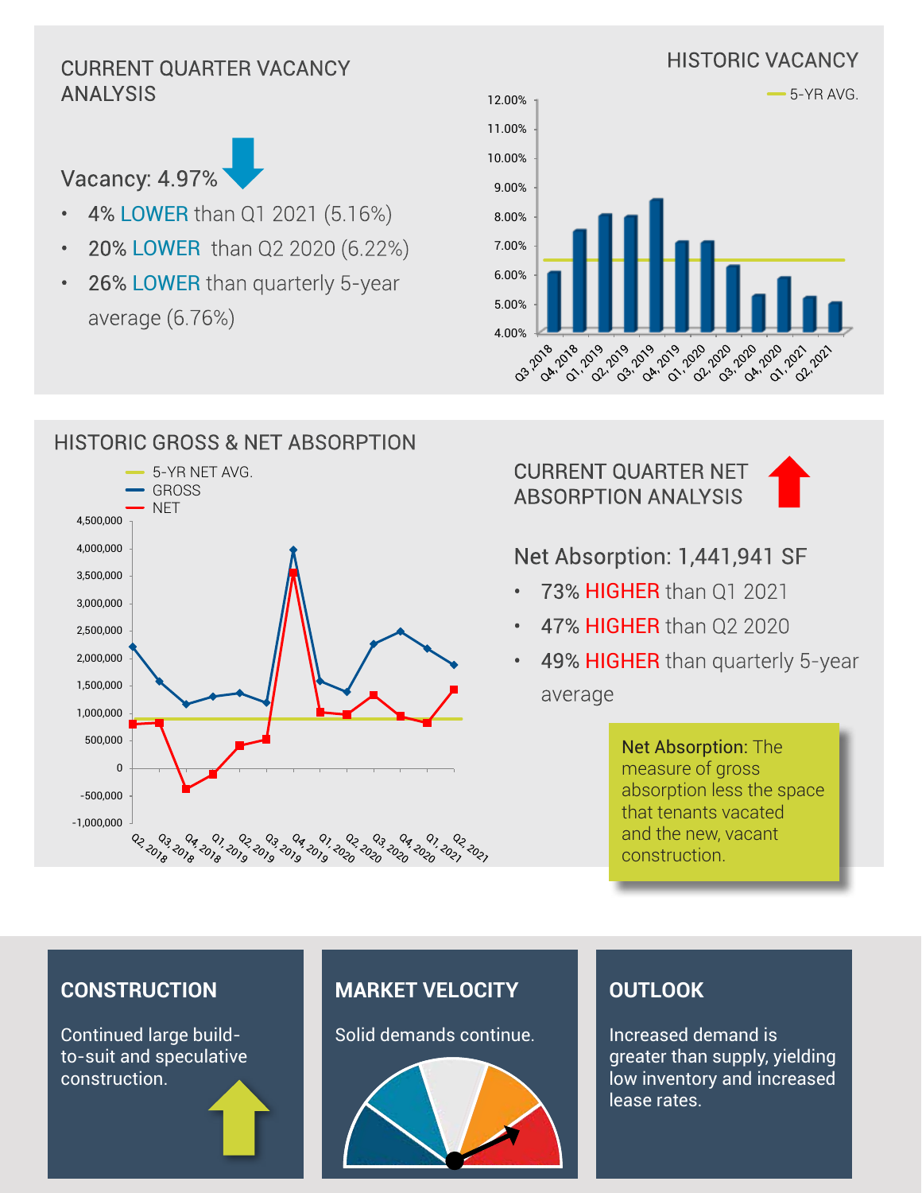## CURRENT QUARTER VACANCY ANALYSIS

Vacancy: 4.97%

- 4% LOWER than Q1 2021 (5.16%)
- 20% LOWER than Q2 2020 (6.22%)
- 26% LOWER than quarterly 5-year average (6.76%)

## HISTORIC VACANCY

5-YR AVG.

12.00%
11.00%
10.00%
9.00%
8.00%
7.00%
6.00%
5.00%
4.00%

Q3, 2018 Q4, 2018 Q1, 2019 Q2, 2019 Q3, 2019 Q4, 2019 Q1, 2020 Q2, 2020 Q3, 2020 Q4, 2020 Q1, 2021 Q2, 2021

## HISTORIC GROSS & NET ABSORPTION

5-YR NET AVG.
GROSS
NET

4,500,000
4,000,000
3,500,000
3,000,000
2,500,000
2,000,000
1,500,000
1,000,000
500,000
0
-500,000
-1,000,000

Q2, 2018 Q3, 2018 Q4, 2018 Q1, 2019 Q2, 2019 Q3, 2019 Q4, 2019 Q1, 2020 Q2, 2020 Q3, 2020 Q4, 2020 Q1, 2021 Q2, 2021

## CURRENT QUARTER NET ABSORPTION ANALYSIS

Net Absorption: 1,441,941 SF

- 73% HIGHER than Q1 2021
- 47% HIGHER than Q2 2020
- 49% HIGHER than quarterly 5-year average

**Net Absorption:** The measure of gross absorption less the space that tenants vacated and the new, vacant construction.

### CONSTRUCTION

Continued large build-to-suit and speculative construction.

### MARKET VELOCITY

Solid demands continue.

### OUTLOOK

Increased demand is greater than supply, yielding low inventory and increased lease rates.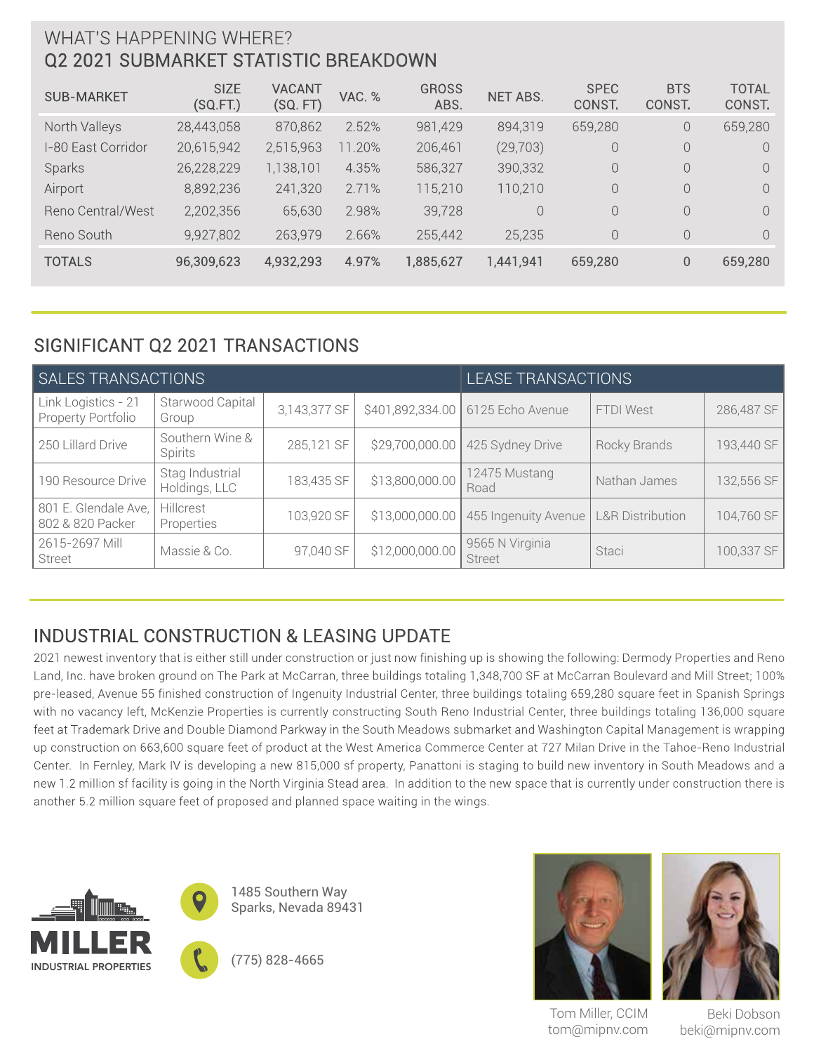## WHAT'S HAPPENING WHERE?
## Q2 2021 SUBMARKET STATISTIC BREAKDOWN

| SUB-MARKET | SIZE (SQ.FT.) | VACANT (SQ. FT) | VAC. % | GROSS ABS. | NET ABS. | SPEC CONST. | BTS CONST. | TOTAL CONST. |
|---|---|---|---|---|---|---|---|---|
| North Valleys | 28,443,058 | 870,862 | 2.52% | 981,429 | 894,319 | 659,280 | 0 | 659,280 |
| I-80 East Corridor | 20,615,942 | 2,515,963 | 11.20% | 206,461 | (29,703) | 0 | 0 | 0 |
| Sparks | 26,228,229 | 1,138,101 | 4.35% | 586,327 | 390,332 | 0 | 0 | 0 |
| Airport | 8,892,236 | 241,320 | 2.71% | 115,210 | 110,210 | 0 | 0 | 0 |
| Reno Central/West | 2,202,356 | 65,630 | 2.98% | 39,728 | 0 | 0 | 0 | 0 |
| Reno South | 9,927,802 | 263,979 | 2.66% | 255,442 | 25,235 | 0 | 0 | 0 |
| TOTALS | 96,309,623 | 4,932,293 | 4.97% | 1,885,627 | 1,441,941 | 659,280 | 0 | 659,280 |

## SIGNIFICANT Q2 2021 TRANSACTIONS

| SALES TRANSACTIONS | | | | LEASE TRANSACTIONS | | |
|---|---|---|---|---|---|---|
| Link Logistics - 21 Property Portfolio | Starwood Capital Group | 3,143,377 SF | $401,892,334.00 | 6125 Echo Avenue | FTDI West | 286,487 SF |
| 250 Lillard Drive | Southern Wine & Spirits | 285,121 SF | $29,700,000.00 | 425 Sydney Drive | Rocky Brands | 193,440 SF |
| 190 Resource Drive | Stag Industrial Holdings, LLC | 183,435 SF | $13,800,000.00 | 12475 Mustang Road | Nathan James | 132,556 SF |
| 801 E. Glendale Ave, 802 & 820 Packer | Hillcrest Properties | 103,920 SF | $13,000,000.00 | 455 Ingenuity Avenue | L&R Distribution | 104,760 SF |
| 2615-2697 Mill Street | Massie & Co. | 97,040 SF | $12,000,000.00 | 9565 N Virginia Street | Staci | 100,337 SF |

## INDUSTRIAL CONSTRUCTION & LEASING UPDATE

2021 newest inventory that is either still under construction or just now finishing up is showing the following: Dermody Properties and Reno Land, Inc. have broken ground on The Park at McCarran, three buildings totaling 1,348,700 SF at McCarran Boulevard and Mill Street; 100% pre-leased, Avenue 55 finished construction of Ingenuity Industrial Center, three buildings totaling 659,280 square feet in Spanish Springs with no vacancy left, McKenzie Properties is currently constructing South Reno Industrial Center, three buildings totaling 136,000 square feet at Trademark Drive and Double Diamond Parkway in the South Meadows submarket and Washington Capital Management is wrapping up construction on 663,600 square feet of product at the West America Commerce Center at 727 Milan Drive in the Tahoe-Reno Industrial Center. In Fernley, Mark IV is developing a new 815,000 sf property, Panattoni is staging to build new inventory in South Meadows and a new 1.2 million sf facility is going in the North Virginia Stead area. In addition to the new space that is currently under construction there is another 5.2 million square feet of proposed and planned space waiting in the wings.

MILLER
INDUSTRIAL PROPERTIES

1485 Southern Way
Sparks, Nevada 89431

(775) 828-4665

Tom Miller, CCIM
tom@mipnv.com

Beki Dobson
beki@mipnv.com